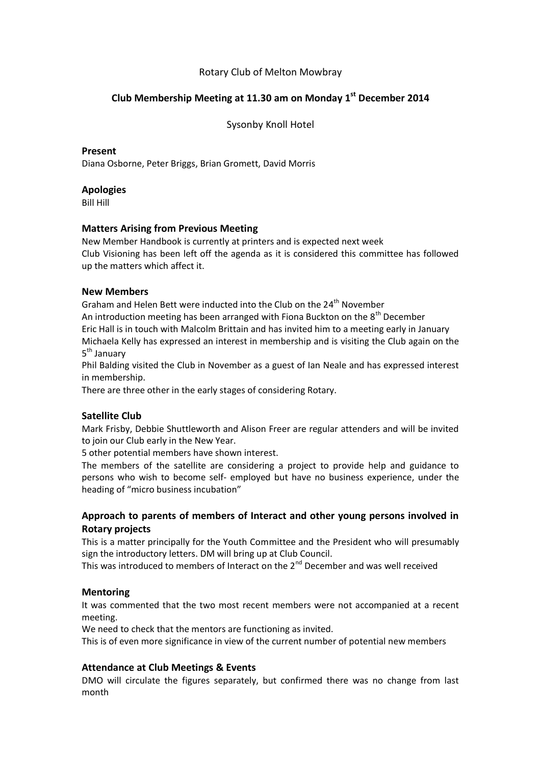Rotary Club of Melton Mowbray

# Club Membership Meeting at 11.30 am on Monday 1st December 2014

Sysonby Knoll Hotel

## Present

Diana Osborne, Peter Briggs, Brian Gromett, David Morris

## Apologies

Bill Hill

## Matters Arising from Previous Meeting

New Member Handbook is currently at printers and is expected next week
Club Visioning has been left off the agenda as it is considered this committee has followed up the matters which affect it.

## New Members

Graham and Helen Bett were inducted into the Club on the 24th November
An introduction meeting has been arranged with Fiona Buckton on the 8th December
Eric Hall is in touch with Malcolm Brittain and has invited him to a meeting early in January
Michaela Kelly has expressed an interest in membership and is visiting the Club again on the 5th January
Phil Balding visited the Club in November as a guest of Ian Neale and has expressed interest in membership.
There are three other in the early stages of considering Rotary.

## Satellite Club

Mark Frisby, Debbie Shuttleworth and Alison Freer are regular attenders and will be invited to join our Club early in the New Year.
5 other potential members have shown interest.
The members of the satellite are considering a project to provide help and guidance to persons who wish to become self- employed but have no business experience, under the heading of "micro business incubation"

## Approach to parents of members of Interact and other young persons involved in Rotary projects

This is a matter principally for the Youth Committee and the President who will presumably sign the introductory letters. DM will bring up at Club Council.
This was introduced to members of Interact on the 2nd December and was well received

## Mentoring

It was commented that the two most recent members were not accompanied at a recent meeting.
We need to check that the mentors are functioning as invited.
This is of even more significance in view of the current number of potential new members

## Attendance at Club Meetings & Events

DMO will circulate the figures separately, but confirmed there was no change from last month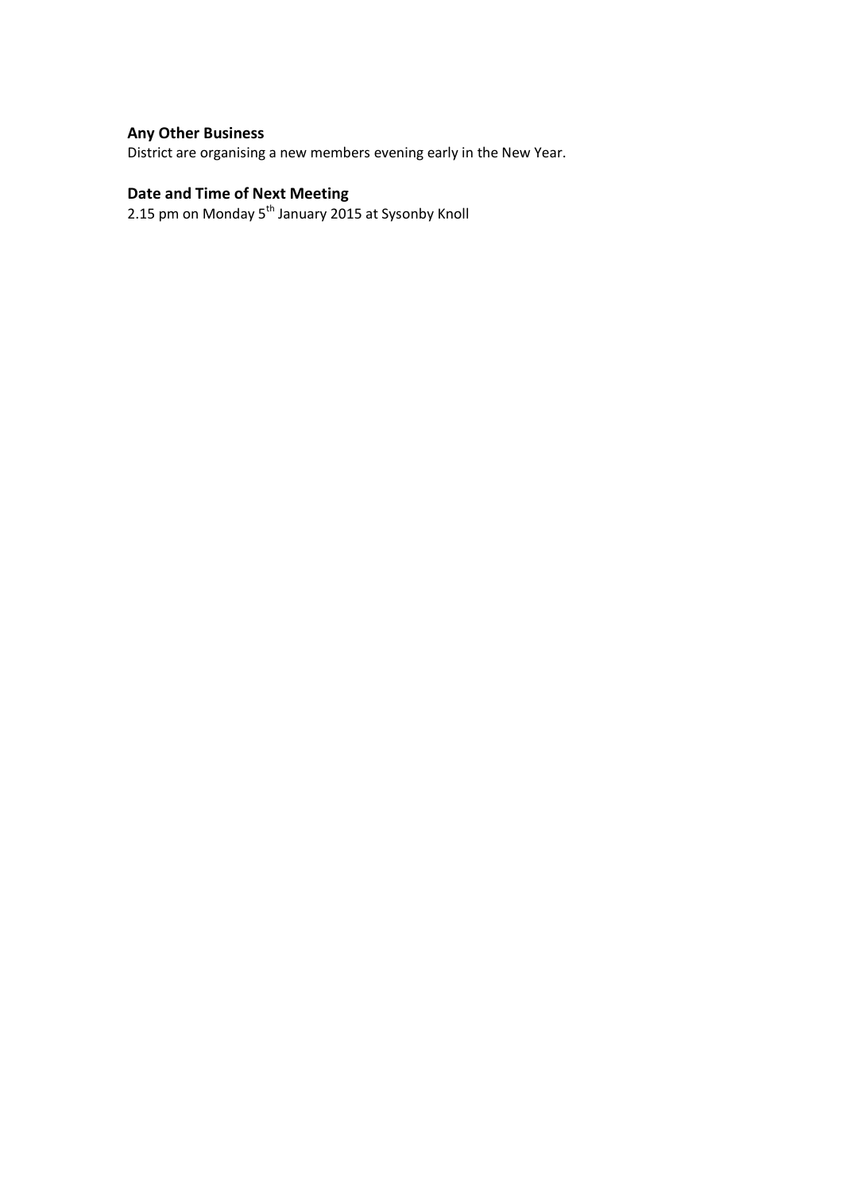## Any Other Business

District are organising a new members evening early in the New Year.

## Date and Time of Next Meeting

2.15 pm on Monday 5th January 2015 at Sysonby Knoll